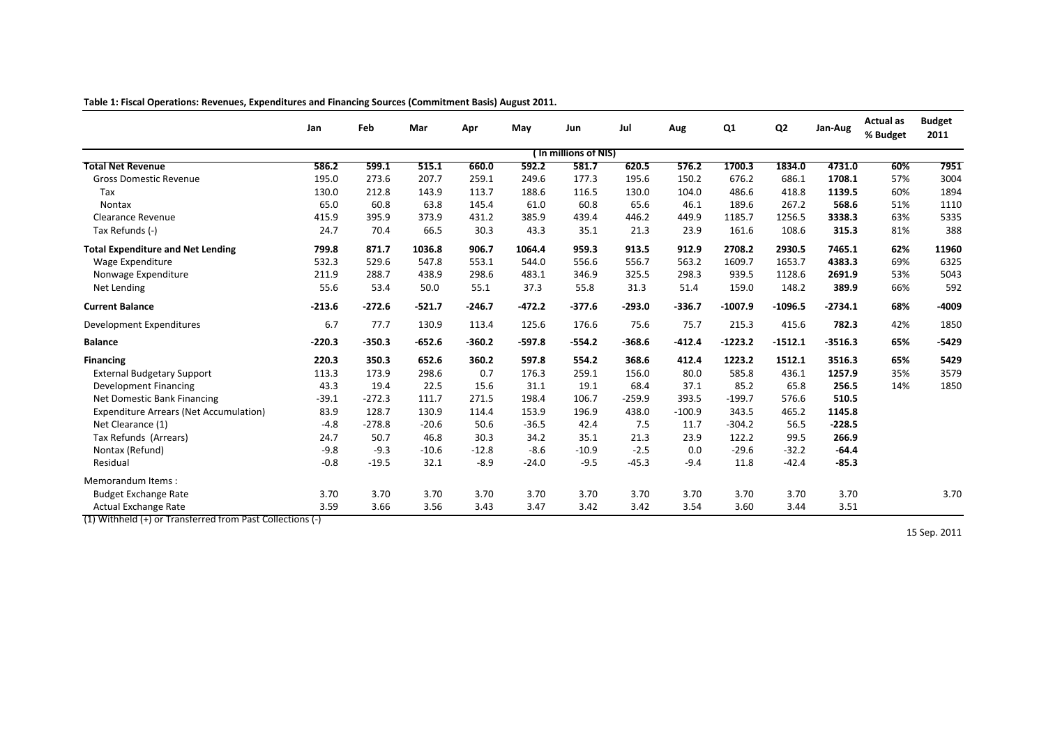**Table 1: Fiscal Operations: Revenues, Expenditures and Financing Sources (Commitment Basis) August 2011.**

| | Jan | Feb | Mar | Apr | May | Jun | Jul | Aug | Q1 | Q2 | Jan-Aug | Actual as % Budget | Budget 2011 |
|---|---|---|---|---|---|---|---|---|---|---|---|---|---|
| | | | | | | ( In millions of NIS) | | | | | | | |
| **Total Net Revenue** | **586.2** | **599.1** | **515.1** | **660.0** | **592.2** | **581.7** | **620.5** | **576.2** | **1700.3** | **1834.0** | **4731.0** | **60%** | **7951** |
| Gross Domestic Revenue | 195.0 | 273.6 | 207.7 | 259.1 | 249.6 | 177.3 | 195.6 | 150.2 | 676.2 | 686.1 | **1708.1** | 57% | 3004 |
| Tax | 130.0 | 212.8 | 143.9 | 113.7 | 188.6 | 116.5 | 130.0 | 104.0 | 486.6 | 418.8 | **1139.5** | 60% | 1894 |
| Nontax | 65.0 | 60.8 | 63.8 | 145.4 | 61.0 | 60.8 | 65.6 | 46.1 | 189.6 | 267.2 | **568.6** | 51% | 1110 |
| Clearance Revenue | 415.9 | 395.9 | 373.9 | 431.2 | 385.9 | 439.4 | 446.2 | 449.9 | 1185.7 | 1256.5 | **3338.3** | 63% | 5335 |
| Tax Refunds (-) | 24.7 | 70.4 | 66.5 | 30.3 | 43.3 | 35.1 | 21.3 | 23.9 | 161.6 | 108.6 | **315.3** | 81% | 388 |
| **Total Expenditure and Net Lending** | **799.8** | **871.7** | **1036.8** | **906.7** | **1064.4** | **959.3** | **913.5** | **912.9** | **2708.2** | **2930.5** | **7465.1** | **62%** | **11960** |
| Wage Expenditure | 532.3 | 529.6 | 547.8 | 553.1 | 544.0 | 556.6 | 556.7 | 563.2 | 1609.7 | 1653.7 | **4383.3** | 69% | 6325 |
| Nonwage Expenditure | 211.9 | 288.7 | 438.9 | 298.6 | 483.1 | 346.9 | 325.5 | 298.3 | 939.5 | 1128.6 | **2691.9** | 53% | 5043 |
| Net Lending | 55.6 | 53.4 | 50.0 | 55.1 | 37.3 | 55.8 | 31.3 | 51.4 | 159.0 | 148.2 | **389.9** | 66% | 592 |
| **Current Balance** | **-213.6** | **-272.6** | **-521.7** | **-246.7** | **-472.2** | **-377.6** | **-293.0** | **-336.7** | **-1007.9** | **-1096.5** | **-2734.1** | **68%** | **-4009** |
| Development Expenditures | 6.7 | 77.7 | 130.9 | 113.4 | 125.6 | 176.6 | 75.6 | 75.7 | 215.3 | 415.6 | **782.3** | 42% | 1850 |
| **Balance** | **-220.3** | **-350.3** | **-652.6** | **-360.2** | **-597.8** | **-554.2** | **-368.6** | **-412.4** | **-1223.2** | **-1512.1** | **-3516.3** | **65%** | **-5429** |
| **Financing** | **220.3** | **350.3** | **652.6** | **360.2** | **597.8** | **554.2** | **368.6** | **412.4** | **1223.2** | **1512.1** | **3516.3** | **65%** | **5429** |
| External Budgetary Support | 113.3 | 173.9 | 298.6 | 0.7 | 176.3 | 259.1 | 156.0 | 80.0 | 585.8 | 436.1 | **1257.9** | 35% | 3579 |
| Development Financing | 43.3 | 19.4 | 22.5 | 15.6 | 31.1 | 19.1 | 68.4 | 37.1 | 85.2 | 65.8 | **256.5** | 14% | 1850 |
| Net Domestic Bank Financing | -39.1 | -272.3 | 111.7 | 271.5 | 198.4 | 106.7 | -259.9 | 393.5 | -199.7 | 576.6 | **510.5** | | |
| Expenditure Arrears (Net Accumulation) | 83.9 | 128.7 | 130.9 | 114.4 | 153.9 | 196.9 | 438.0 | -100.9 | 343.5 | 465.2 | **1145.8** | | |
| Net Clearance (1) | -4.8 | -278.8 | -20.6 | 50.6 | -36.5 | 42.4 | 7.5 | 11.7 | -304.2 | 56.5 | **-228.5** | | |
| Tax Refunds (Arrears) | 24.7 | 50.7 | 46.8 | 30.3 | 34.2 | 35.1 | 21.3 | 23.9 | 122.2 | 99.5 | **266.9** | | |
| Nontax (Refund) | -9.8 | -9.3 | -10.6 | -12.8 | -8.6 | -10.9 | -2.5 | 0.0 | -29.6 | -32.2 | **-64.4** | | |
| Residual | -0.8 | -19.5 | 32.1 | -8.9 | -24.0 | -9.5 | -45.3 | -9.4 | 11.8 | -42.4 | **-85.3** | | |
| Memorandum Items : | | | | | | | | | | | | | |
| Budget Exchange Rate | 3.70 | 3.70 | 3.70 | 3.70 | 3.70 | 3.70 | 3.70 | 3.70 | 3.70 | 3.70 | 3.70 | | 3.70 |
| Actual Exchange Rate | 3.59 | 3.66 | 3.56 | 3.43 | 3.47 | 3.42 | 3.42 | 3.54 | 3.60 | 3.44 | 3.51 | | |

(1) Withheld (+) or Transferred from Past Collections (-)

15 Sep. 2011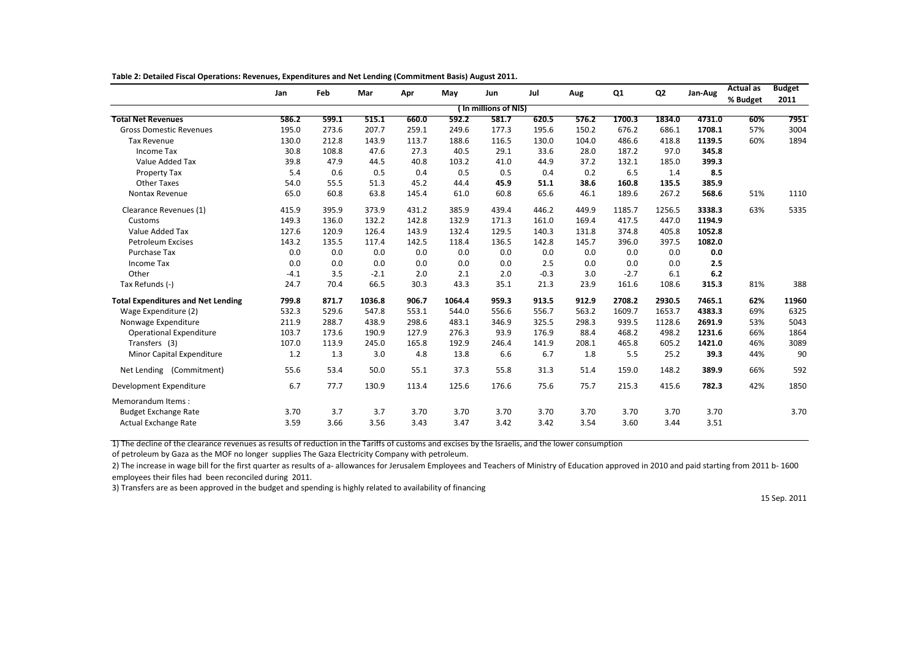**Table 2: Detailed Fiscal Operations: Revenues, Expenditures and Net Lending (Commitment Basis) August 2011.**

| | Jan | Feb | Mar | Apr | May | Jun | Jul | Aug | Q1 | Q2 | Jan-Aug | Actual as % Budget | Budget 2011 |
|---|---|---|---|---|---|---|---|---|---|---|---|---|---|
| | ( In millions of NIS) | | | | | | | | | | | | |
| **Total Net Revenues** | **586.2** | **599.1** | **515.1** | **660.0** | **592.2** | **581.7** | **620.5** | **576.2** | **1700.3** | **1834.0** | **4731.0** | **60%** | **7951** |
| Gross Domestic Revenues | 195.0 | 273.6 | 207.7 | 259.1 | 249.6 | 177.3 | 195.6 | 150.2 | 676.2 | 686.1 | **1708.1** | 57% | 3004 |
| Tax Revenue | 130.0 | 212.8 | 143.9 | 113.7 | 188.6 | 116.5 | 130.0 | 104.0 | 486.6 | 418.8 | **1139.5** | 60% | 1894 |
| Income Tax | 30.8 | 108.8 | 47.6 | 27.3 | 40.5 | 29.1 | 33.6 | 28.0 | 187.2 | 97.0 | **345.8** | | |
| Value Added Tax | 39.8 | 47.9 | 44.5 | 40.8 | 103.2 | 41.0 | 44.9 | 37.2 | 132.1 | 185.0 | **399.3** | | |
| Property Tax | 5.4 | 0.6 | 0.5 | 0.4 | 0.5 | 0.5 | 0.4 | 0.2 | 6.5 | 1.4 | **8.5** | | |
| Other Taxes | 54.0 | 55.5 | 51.3 | 45.2 | 44.4 | **45.9** | **51.1** | **38.6** | **160.8** | **135.5** | **385.9** | | |
| Nontax Revenue | 65.0 | 60.8 | 63.8 | 145.4 | 61.0 | 60.8 | 65.6 | 46.1 | 189.6 | 267.2 | **568.6** | 51% | 1110 |
| Clearance Revenues (1) | 415.9 | 395.9 | 373.9 | 431.2 | 385.9 | 439.4 | 446.2 | 449.9 | 1185.7 | 1256.5 | **3338.3** | 63% | 5335 |
| Customs | 149.3 | 136.0 | 132.2 | 142.8 | 132.9 | 171.3 | 161.0 | 169.4 | 417.5 | 447.0 | **1194.9** | | |
| Value Added Tax | 127.6 | 120.9 | 126.4 | 143.9 | 132.4 | 129.5 | 140.3 | 131.8 | 374.8 | 405.8 | **1052.8** | | |
| Petroleum Excises | 143.2 | 135.5 | 117.4 | 142.5 | 118.4 | 136.5 | 142.8 | 145.7 | 396.0 | 397.5 | **1082.0** | | |
| Purchase Tax | 0.0 | 0.0 | 0.0 | 0.0 | 0.0 | 0.0 | 0.0 | 0.0 | 0.0 | 0.0 | **0.0** | | |
| Income Tax | 0.0 | 0.0 | 0.0 | 0.0 | 0.0 | 0.0 | 2.5 | 0.0 | 0.0 | 0.0 | **2.5** | | |
| Other | -4.1 | 3.5 | -2.1 | 2.0 | 2.1 | 2.0 | -0.3 | 3.0 | -2.7 | 6.1 | **6.2** | | |
| Tax Refunds (-) | 24.7 | 70.4 | 66.5 | 30.3 | 43.3 | 35.1 | 21.3 | 23.9 | 161.6 | 108.6 | **315.3** | 81% | 388 |
| **Total Expenditures and Net Lending** | **799.8** | **871.7** | **1036.8** | **906.7** | **1064.4** | **959.3** | **913.5** | **912.9** | **2708.2** | **2930.5** | **7465.1** | **62%** | **11960** |
| Wage Expenditure (2) | 532.3 | 529.6 | 547.8 | 553.1 | 544.0 | 556.6 | 556.7 | 563.2 | 1609.7 | 1653.7 | **4383.3** | 69% | 6325 |
| Nonwage Expenditure | 211.9 | 288.7 | 438.9 | 298.6 | 483.1 | 346.9 | 325.5 | 298.3 | 939.5 | 1128.6 | **2691.9** | 53% | 5043 |
| Operational Expenditure | 103.7 | 173.6 | 190.9 | 127.9 | 276.3 | 93.9 | 176.9 | 88.4 | 468.2 | 498.2 | **1231.6** | 66% | 1864 |
| Transfers (3) | 107.0 | 113.9 | 245.0 | 165.8 | 192.9 | 246.4 | 141.9 | 208.1 | 465.8 | 605.2 | **1421.0** | 46% | 3089 |
| Minor Capital Expenditure | 1.2 | 1.3 | 3.0 | 4.8 | 13.8 | 6.6 | 6.7 | 1.8 | 5.5 | 25.2 | **39.3** | 44% | 90 |
| Net Lending (Commitment) | 55.6 | 53.4 | 50.0 | 55.1 | 37.3 | 55.8 | 31.3 | 51.4 | 159.0 | 148.2 | **389.9** | 66% | 592 |
| Development Expenditure | 6.7 | 77.7 | 130.9 | 113.4 | 125.6 | 176.6 | 75.6 | 75.7 | 215.3 | 415.6 | **782.3** | 42% | 1850 |
| Memorandum Items : | | | | | | | | | | | | | |
| Budget Exchange Rate | 3.70 | 3.7 | 3.7 | 3.70 | 3.70 | 3.70 | 3.70 | 3.70 | 3.70 | 3.70 | 3.70 | | 3.70 |
| Actual Exchange Rate | 3.59 | 3.66 | 3.56 | 3.43 | 3.47 | 3.42 | 3.42 | 3.54 | 3.60 | 3.44 | 3.51 | | |

1) The decline of the clearance revenues as results of reduction in the Tariffs of customs and excises by the Israelis, and the lower consumption of petroleum by Gaza as the MOF no longer supplies The Gaza Electricity Company with petroleum.

2) The increase in wage bill for the first quarter as results of a- allowances for Jerusalem Employees and Teachers of Ministry of Education approved in 2010 and paid starting from 2011 b- 1600 employees their files had been reconciled during 2011.

3) Transfers are as been approved in the budget and spending is highly related to availability of financing

15 Sep. 2011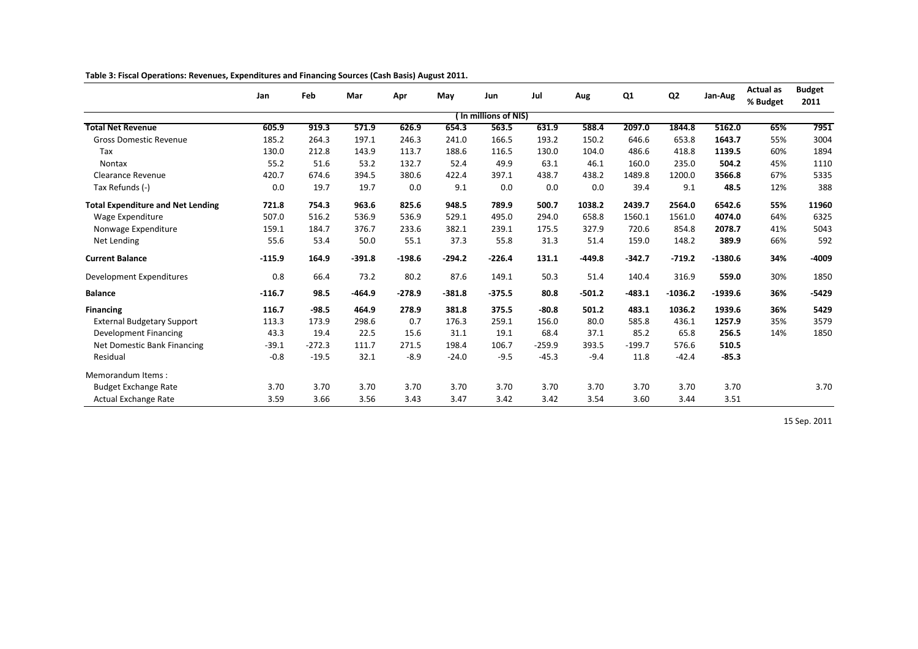**Table 3: Fiscal Operations: Revenues, Expenditures and Financing Sources (Cash Basis) August 2011.**

| | Jan | Feb | Mar | Apr | May | Jun | Jul | Aug | Q1 | Q2 | Jan-Aug | Actual as % Budget | Budget 2011 |
|---|---|---|---|---|---|---|---|---|---|---|---|---|---|
| | | | | | | ( In millions of NIS) | | | | | | | |
| **Total Net Revenue** | **605.9** | **919.3** | **571.9** | **626.9** | **654.3** | **563.5** | **631.9** | **588.4** | **2097.0** | **1844.8** | **5162.0** | **65%** | **7951** |
| Gross Domestic Revenue | 185.2 | 264.3 | 197.1 | 246.3 | 241.0 | 166.5 | 193.2 | 150.2 | 646.6 | 653.8 | **1643.7** | 55% | 3004 |
| Tax | 130.0 | 212.8 | 143.9 | 113.7 | 188.6 | 116.5 | 130.0 | 104.0 | 486.6 | 418.8 | **1139.5** | 60% | 1894 |
| Nontax | 55.2 | 51.6 | 53.2 | 132.7 | 52.4 | 49.9 | 63.1 | 46.1 | 160.0 | 235.0 | **504.2** | 45% | 1110 |
| Clearance Revenue | 420.7 | 674.6 | 394.5 | 380.6 | 422.4 | 397.1 | 438.7 | 438.2 | 1489.8 | 1200.0 | **3566.8** | 67% | 5335 |
| Tax Refunds (-) | 0.0 | 19.7 | 19.7 | 0.0 | 9.1 | 0.0 | 0.0 | 0.0 | 39.4 | 9.1 | **48.5** | 12% | 388 |
| **Total Expenditure and Net Lending** | **721.8** | **754.3** | **963.6** | **825.6** | **948.5** | **789.9** | **500.7** | **1038.2** | **2439.7** | **2564.0** | **6542.6** | **55%** | **11960** |
| Wage Expenditure | 507.0 | 516.2 | 536.9 | 536.9 | 529.1 | 495.0 | 294.0 | 658.8 | 1560.1 | 1561.0 | **4074.0** | 64% | 6325 |
| Nonwage Expenditure | 159.1 | 184.7 | 376.7 | 233.6 | 382.1 | 239.1 | 175.5 | 327.9 | 720.6 | 854.8 | **2078.7** | 41% | 5043 |
| Net Lending | 55.6 | 53.4 | 50.0 | 55.1 | 37.3 | 55.8 | 31.3 | 51.4 | 159.0 | 148.2 | **389.9** | 66% | 592 |
| **Current Balance** | **-115.9** | **164.9** | **-391.8** | **-198.6** | **-294.2** | **-226.4** | **131.1** | **-449.8** | **-342.7** | **-719.2** | **-1380.6** | **34%** | **-4009** |
| Development Expenditures | 0.8 | 66.4 | 73.2 | 80.2 | 87.6 | 149.1 | 50.3 | 51.4 | 140.4 | 316.9 | **559.0** | 30% | 1850 |
| **Balance** | **-116.7** | **98.5** | **-464.9** | **-278.9** | **-381.8** | **-375.5** | **80.8** | **-501.2** | **-483.1** | **-1036.2** | **-1939.6** | **36%** | **-5429** |
| **Financing** | **116.7** | **-98.5** | **464.9** | **278.9** | **381.8** | **375.5** | **-80.8** | **501.2** | **483.1** | **1036.2** | **1939.6** | **36%** | **5429** |
| External Budgetary Support | 113.3 | 173.9 | 298.6 | 0.7 | 176.3 | 259.1 | 156.0 | 80.0 | 585.8 | 436.1 | **1257.9** | 35% | 3579 |
| Development Financing | 43.3 | 19.4 | 22.5 | 15.6 | 31.1 | 19.1 | 68.4 | 37.1 | 85.2 | 65.8 | **256.5** | 14% | 1850 |
| Net Domestic Bank Financing | -39.1 | -272.3 | 111.7 | 271.5 | 198.4 | 106.7 | -259.9 | 393.5 | -199.7 | 576.6 | **510.5** | | |
| Residual | -0.8 | -19.5 | 32.1 | -8.9 | -24.0 | -9.5 | -45.3 | -9.4 | 11.8 | -42.4 | **-85.3** | | |
| Memorandum Items : | | | | | | | | | | | | | |
| Budget Exchange Rate | 3.70 | 3.70 | 3.70 | 3.70 | 3.70 | 3.70 | 3.70 | 3.70 | 3.70 | 3.70 | 3.70 | | 3.70 |
| Actual Exchange Rate | 3.59 | 3.66 | 3.56 | 3.43 | 3.47 | 3.42 | 3.42 | 3.54 | 3.60 | 3.44 | 3.51 | | |

15 Sep. 2011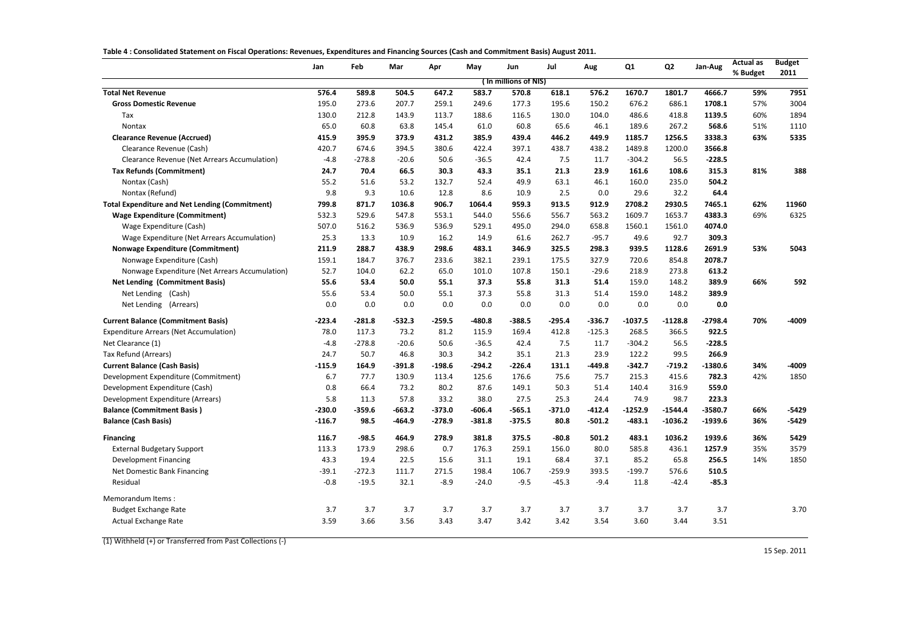**Table 4 : Consolidated Statement on Fiscal Operations: Revenues, Expenditures and Financing Sources (Cash and Commitment Basis) August 2011.**

| | Jan | Feb | Mar | Apr | May | Jun | Jul | Aug | Q1 | Q2 | Jan-Aug | Actual as % Budget | Budget 2011 |
|---|---|---|---|---|---|---|---|---|---|---|---|---|---|
| | | | | | | ( In millions of NIS) | | | | | | | |
| **Total Net Revenue** | **576.4** | **589.8** | **504.5** | **647.2** | **583.7** | **570.8** | **618.1** | **576.2** | **1670.7** | **1801.7** | **4666.7** | **59%** | **7951** |
| **Gross Domestic Revenue** | 195.0 | 273.6 | 207.7 | 259.1 | 249.6 | 177.3 | 195.6 | 150.2 | 676.2 | 686.1 | **1708.1** | 57% | 3004 |
| Tax | 130.0 | 212.8 | 143.9 | 113.7 | 188.6 | 116.5 | 130.0 | 104.0 | 486.6 | 418.8 | **1139.5** | 60% | 1894 |
| Nontax | 65.0 | 60.8 | 63.8 | 145.4 | 61.0 | 60.8 | 65.6 | 46.1 | 189.6 | 267.2 | **568.6** | 51% | 1110 |
| **Clearance Revenue (Accrued)** | **415.9** | **395.9** | **373.9** | **431.2** | **385.9** | **439.4** | **446.2** | **449.9** | **1185.7** | **1256.5** | **3338.3** | **63%** | **5335** |
| Clearance Revenue (Cash) | 420.7 | 674.6 | 394.5 | 380.6 | 422.4 | 397.1 | 438.7 | 438.2 | 1489.8 | 1200.0 | **3566.8** | | |
| Clearance Revenue (Net Arrears Accumulation) | -4.8 | -278.8 | -20.6 | 50.6 | -36.5 | 42.4 | 7.5 | 11.7 | -304.2 | 56.5 | **-228.5** | | |
| **Tax Refunds (Commitment)** | **24.7** | **70.4** | **66.5** | **30.3** | **43.3** | **35.1** | **21.3** | **23.9** | **161.6** | **108.6** | **315.3** | **81%** | **388** |
| Nontax (Cash) | 55.2 | 51.6 | 53.2 | 132.7 | 52.4 | 49.9 | 63.1 | 46.1 | 160.0 | 235.0 | **504.2** | | |
| Nontax (Refund) | 9.8 | 9.3 | 10.6 | 12.8 | 8.6 | 10.9 | 2.5 | 0.0 | 29.6 | 32.2 | **64.4** | | |
| **Total Expenditure and Net Lending (Commitment)** | **799.8** | **871.7** | **1036.8** | **906.7** | **1064.4** | **959.3** | **913.5** | **912.9** | **2708.2** | **2930.5** | **7465.1** | **62%** | **11960** |
| **Wage Expenditure (Commitment)** | 532.3 | 529.6 | 547.8 | 553.1 | 544.0 | 556.6 | 556.7 | 563.2 | 1609.7 | 1653.7 | **4383.3** | 69% | 6325 |
| Wage Expenditure (Cash) | 507.0 | 516.2 | 536.9 | 536.9 | 529.1 | 495.0 | 294.0 | 658.8 | 1560.1 | 1561.0 | **4074.0** | | |
| Wage Expenditure (Net Arrears Accumulation) | 25.3 | 13.3 | 10.9 | 16.2 | 14.9 | 61.6 | 262.7 | -95.7 | 49.6 | 92.7 | **309.3** | | |
| **Nonwage Expenditure (Commitment)** | 211.9 | 288.7 | 438.9 | 298.6 | 483.1 | 346.9 | 325.5 | 298.3 | 939.5 | 1128.6 | **2691.9** | 53% | 5043 |
| Nonwage Expenditure (Cash) | 159.1 | 184.7 | 376.7 | 233.6 | 382.1 | 239.1 | 175.5 | 327.9 | 720.6 | 854.8 | **2078.7** | | |
| Nonwage Expenditure (Net Arrears Accumulation) | 52.7 | 104.0 | 62.2 | 65.0 | 101.0 | 107.8 | 150.1 | -29.6 | 218.9 | 273.8 | **613.2** | | |
| **Net Lending (Commitment Basis)** | **55.6** | **53.4** | **50.0** | **55.1** | **37.3** | **55.8** | **31.3** | **51.4** | 159.0 | 148.2 | **389.9** | **66%** | **592** |
| Net Lending (Cash) | 55.6 | 53.4 | 50.0 | 55.1 | 37.3 | 55.8 | 31.3 | 51.4 | 159.0 | 148.2 | **389.9** | | |
| Net Lending (Arrears) | 0.0 | 0.0 | 0.0 | 0.0 | 0.0 | 0.0 | 0.0 | 0.0 | 0.0 | 0.0 | **0.0** | | |
| **Current Balance (Commitment Basis)** | **-223.4** | **-281.8** | **-532.3** | **-259.5** | **-480.8** | **-388.5** | **-295.4** | **-336.7** | **-1037.5** | **-1128.8** | **-2798.4** | **70%** | **-4009** |
| Expenditure Arrears (Net Accumulation) | 78.0 | 117.3 | 73.2 | 81.2 | 115.9 | 169.4 | 412.8 | -125.3 | 268.5 | 366.5 | **922.5** | | |
| Net Clearance (1) | -4.8 | -278.8 | -20.6 | 50.6 | -36.5 | 42.4 | 7.5 | 11.7 | -304.2 | 56.5 | **-228.5** | | |
| Tax Refund (Arrears) | 24.7 | 50.7 | 46.8 | 30.3 | 34.2 | 35.1 | 21.3 | 23.9 | 122.2 | 99.5 | **266.9** | | |
| **Current Balance (Cash Basis)** | **-115.9** | **164.9** | **-391.8** | **-198.6** | **-294.2** | **-226.4** | **131.1** | **-449.8** | **-342.7** | **-719.2** | **-1380.6** | **34%** | **-4009** |
| Development Expenditure (Commitment) | 6.7 | 77.7 | 130.9 | 113.4 | 125.6 | 176.6 | 75.6 | 75.7 | 215.3 | 415.6 | **782.3** | 42% | 1850 |
| Development Expenditure (Cash) | 0.8 | 66.4 | 73.2 | 80.2 | 87.6 | 149.1 | 50.3 | 51.4 | 140.4 | 316.9 | **559.0** | | |
| Development Expenditure (Arrears) | 5.8 | 11.3 | 57.8 | 33.2 | 38.0 | 27.5 | 25.3 | 24.4 | 74.9 | 98.7 | **223.3** | | |
| **Balance (Commitment Basis )** | **-230.0** | **-359.6** | **-663.2** | **-373.0** | **-606.4** | **-565.1** | **-371.0** | **-412.4** | **-1252.9** | **-1544.4** | **-3580.7** | **66%** | **-5429** |
| **Balance (Cash Basis)** | **-116.7** | **98.5** | **-464.9** | **-278.9** | **-381.8** | **-375.5** | **80.8** | **-501.2** | **-483.1** | **-1036.2** | **-1939.6** | **36%** | **-5429** |
| **Financing** | **116.7** | **-98.5** | **464.9** | **278.9** | **381.8** | **375.5** | **-80.8** | **501.2** | **483.1** | **1036.2** | **1939.6** | **36%** | **5429** |
| External Budgetary Support | 113.3 | 173.9 | 298.6 | 0.7 | 176.3 | 259.1 | 156.0 | 80.0 | 585.8 | 436.1 | **1257.9** | 35% | 3579 |
| Development Financing | 43.3 | 19.4 | 22.5 | 15.6 | 31.1 | 19.1 | 68.4 | 37.1 | 85.2 | 65.8 | **256.5** | 14% | 1850 |
| Net Domestic Bank Financing | -39.1 | -272.3 | 111.7 | 271.5 | 198.4 | 106.7 | -259.9 | 393.5 | -199.7 | 576.6 | **510.5** | | |
| Residual | -0.8 | -19.5 | 32.1 | -8.9 | -24.0 | -9.5 | -45.3 | -9.4 | 11.8 | -42.4 | **-85.3** | | |
| Memorandum Items : | | | | | | | | | | | | | |
| Budget Exchange Rate | 3.7 | 3.7 | 3.7 | 3.7 | 3.7 | 3.7 | 3.7 | 3.7 | 3.7 | 3.7 | 3.7 | | 3.70 |
| Actual Exchange Rate | 3.59 | 3.66 | 3.56 | 3.43 | 3.47 | 3.42 | 3.42 | 3.54 | 3.60 | 3.44 | 3.51 | | |

(1) Withheld (+) or Transferred from Past Collections (-)

15 Sep. 2011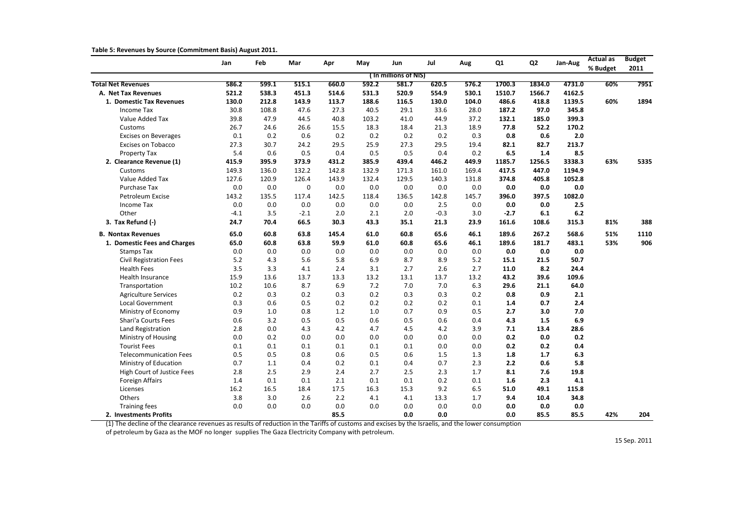**Table 5: Revenues by Source (Commitment Basis) August 2011.**

| | Jan | Feb | Mar | Apr | May | Jun | Jul | Aug | Q1 | Q2 | Jan-Aug | Actual as % Budget | Budget 2011 |
|---|---|---|---|---|---|---|---|---|---|---|---|---|---|
| | | | | | | ( In millions of NIS) | | | | | | | |
| **Total Net Revenues** | **586.2** | **599.1** | **515.1** | **660.0** | **592.2** | **581.7** | **620.5** | **576.2** | **1700.3** | **1834.0** | **4731.0** | **60%** | **7951** |
| **A. Net Tax Revenues** | **521.2** | **538.3** | **451.3** | **514.6** | **531.3** | **520.9** | **554.9** | **530.1** | **1510.7** | **1566.7** | **4162.5** | | |
| **1. Domestic Tax Revenues** | **130.0** | **212.8** | **143.9** | **113.7** | **188.6** | **116.5** | **130.0** | **104.0** | **486.6** | **418.8** | **1139.5** | **60%** | **1894** |
| Income Tax | 30.8 | 108.8 | 47.6 | 27.3 | 40.5 | 29.1 | 33.6 | 28.0 | **187.2** | **97.0** | **345.8** | | |
| Value Added Tax | 39.8 | 47.9 | 44.5 | 40.8 | 103.2 | 41.0 | 44.9 | 37.2 | **132.1** | **185.0** | **399.3** | | |
| Customs | 26.7 | 24.6 | 26.6 | 15.5 | 18.3 | 18.4 | 21.3 | 18.9 | **77.8** | **52.2** | **170.2** | | |
| Excises on Beverages | 0.1 | 0.2 | 0.6 | 0.2 | 0.2 | 0.2 | 0.2 | 0.3 | **0.8** | **0.6** | **2.0** | | |
| Excises on Tobacco | 27.3 | 30.7 | 24.2 | 29.5 | 25.9 | 27.3 | 29.5 | 19.4 | **82.1** | **82.7** | **213.7** | | |
| Property Tax | 5.4 | 0.6 | 0.5 | 0.4 | 0.5 | 0.5 | 0.4 | 0.2 | **6.5** | **1.4** | **8.5** | | |
| **2. Clearance Revenue (1)** | **415.9** | **395.9** | **373.9** | **431.2** | **385.9** | **439.4** | **446.2** | **449.9** | **1185.7** | **1256.5** | **3338.3** | **63%** | **5335** |
| Customs | 149.3 | 136.0 | 132.2 | 142.8 | 132.9 | 171.3 | 161.0 | 169.4 | **417.5** | **447.0** | **1194.9** | | |
| Value Added Tax | 127.6 | 120.9 | 126.4 | 143.9 | 132.4 | 129.5 | 140.3 | 131.8 | **374.8** | **405.8** | **1052.8** | | |
| Purchase Tax | 0.0 | 0.0 | 0 | 0.0 | 0.0 | 0.0 | 0.0 | 0.0 | **0.0** | **0.0** | **0.0** | | |
| Petroleum Excise | 143.2 | 135.5 | 117.4 | 142.5 | 118.4 | 136.5 | 142.8 | 145.7 | **396.0** | **397.5** | **1082.0** | | |
| Income Tax | 0.0 | 0.0 | 0.0 | 0.0 | 0.0 | 0.0 | 2.5 | 0.0 | **0.0** | **0.0** | **2.5** | | |
| Other | -4.1 | 3.5 | -2.1 | 2.0 | 2.1 | 2.0 | -0.3 | 3.0 | **-2.7** | **6.1** | **6.2** | | |
| **3. Tax Refund (-)** | **24.7** | **70.4** | **66.5** | **30.3** | **43.3** | **35.1** | **21.3** | **23.9** | **161.6** | **108.6** | **315.3** | **81%** | **388** |
| **B. Nontax Revenues** | **65.0** | **60.8** | **63.8** | **145.4** | **61.0** | **60.8** | **65.6** | **46.1** | **189.6** | **267.2** | **568.6** | **51%** | **1110** |
| **1. Domestic Fees and Charges** | **65.0** | **60.8** | **63.8** | **59.9** | **61.0** | **60.8** | **65.6** | **46.1** | **189.6** | **181.7** | **483.1** | **53%** | **906** |
| Stamps Tax | 0.0 | 0.0 | 0.0 | 0.0 | 0.0 | 0.0 | 0.0 | 0.0 | **0.0** | **0.0** | **0.0** | | |
| Civil Registration Fees | 5.2 | 4.3 | 5.6 | 5.8 | 6.9 | 8.7 | 8.9 | 5.2 | **15.1** | **21.5** | **50.7** | | |
| Health Fees | 3.5 | 3.3 | 4.1 | 2.4 | 3.1 | 2.7 | 2.6 | 2.7 | **11.0** | **8.2** | **24.4** | | |
| Health Insurance | 15.9 | 13.6 | 13.7 | 13.3 | 13.2 | 13.1 | 13.7 | 13.2 | **43.2** | **39.6** | **109.6** | | |
| Transportation | 10.2 | 10.6 | 8.7 | 6.9 | 7.2 | 7.0 | 7.0 | 6.3 | **29.6** | **21.1** | **64.0** | | |
| Agriculture Services | 0.2 | 0.3 | 0.2 | 0.3 | 0.2 | 0.3 | 0.3 | 0.2 | **0.8** | **0.9** | **2.1** | | |
| Local Government | 0.3 | 0.6 | 0.5 | 0.2 | 0.2 | 0.2 | 0.2 | 0.1 | **1.4** | **0.7** | **2.4** | | |
| Ministry of Economy | 0.9 | 1.0 | 0.8 | 1.2 | 1.0 | 0.7 | 0.9 | 0.5 | **2.7** | **3.0** | **7.0** | | |
| Shari'a Courts Fees | 0.6 | 3.2 | 0.5 | 0.5 | 0.6 | 0.5 | 0.6 | 0.4 | **4.3** | **1.5** | **6.9** | | |
| Land Registration | 2.8 | 0.0 | 4.3 | 4.2 | 4.7 | 4.5 | 4.2 | 3.9 | **7.1** | **13.4** | **28.6** | | |
| Ministry of Housing | 0.0 | 0.2 | 0.0 | 0.0 | 0.0 | 0.0 | 0.0 | 0.0 | **0.2** | **0.0** | **0.2** | | |
| Tourist Fees | 0.1 | 0.1 | 0.1 | 0.1 | 0.1 | 0.1 | 0.0 | 0.0 | **0.2** | **0.2** | **0.4** | | |
| Telecommunication Fees | 0.5 | 0.5 | 0.8 | 0.6 | 0.5 | 0.6 | 1.5 | 1.3 | **1.8** | **1.7** | **6.3** | | |
| Ministry of Education | 0.7 | 1.1 | 0.4 | 0.2 | 0.1 | 0.4 | 0.7 | 2.3 | **2.2** | **0.6** | **5.8** | | |
| High Court of Justice Fees | 2.8 | 2.5 | 2.9 | 2.4 | 2.7 | 2.5 | 2.3 | 1.7 | **8.1** | **7.6** | **19.8** | | |
| Foreign Affairs | 1.4 | 0.1 | 0.1 | 2.1 | 0.1 | 0.1 | 0.2 | 0.1 | **1.6** | **2.3** | **4.1** | | |
| Licenses | 16.2 | 16.5 | 18.4 | 17.5 | 16.3 | 15.3 | 9.2 | 6.5 | **51.0** | **49.1** | **115.8** | | |
| Others | 3.8 | 3.0 | 2.6 | 2.2 | 4.1 | 4.1 | 13.3 | 1.7 | **9.4** | **10.4** | **34.8** | | |
| Training fees | 0.0 | 0.0 | 0.0 | 0.0 | 0.0 | 0.0 | 0.0 | 0.0 | **0.0** | **0.0** | **0.0** | | |
| **2. Investments Profits** | | | | **85.5** | | **0.0** | **0.0** | | **0.0** | **85.5** | **85.5** | **42%** | **204** |

(1) The decline of the clearance revenues as results of reduction in the Tariffs of customs and excises by the Israelis, and the lower consumption of petroleum by Gaza as the MOF no longer supplies The Gaza Electricity Company with petroleum.

15 Sep. 2011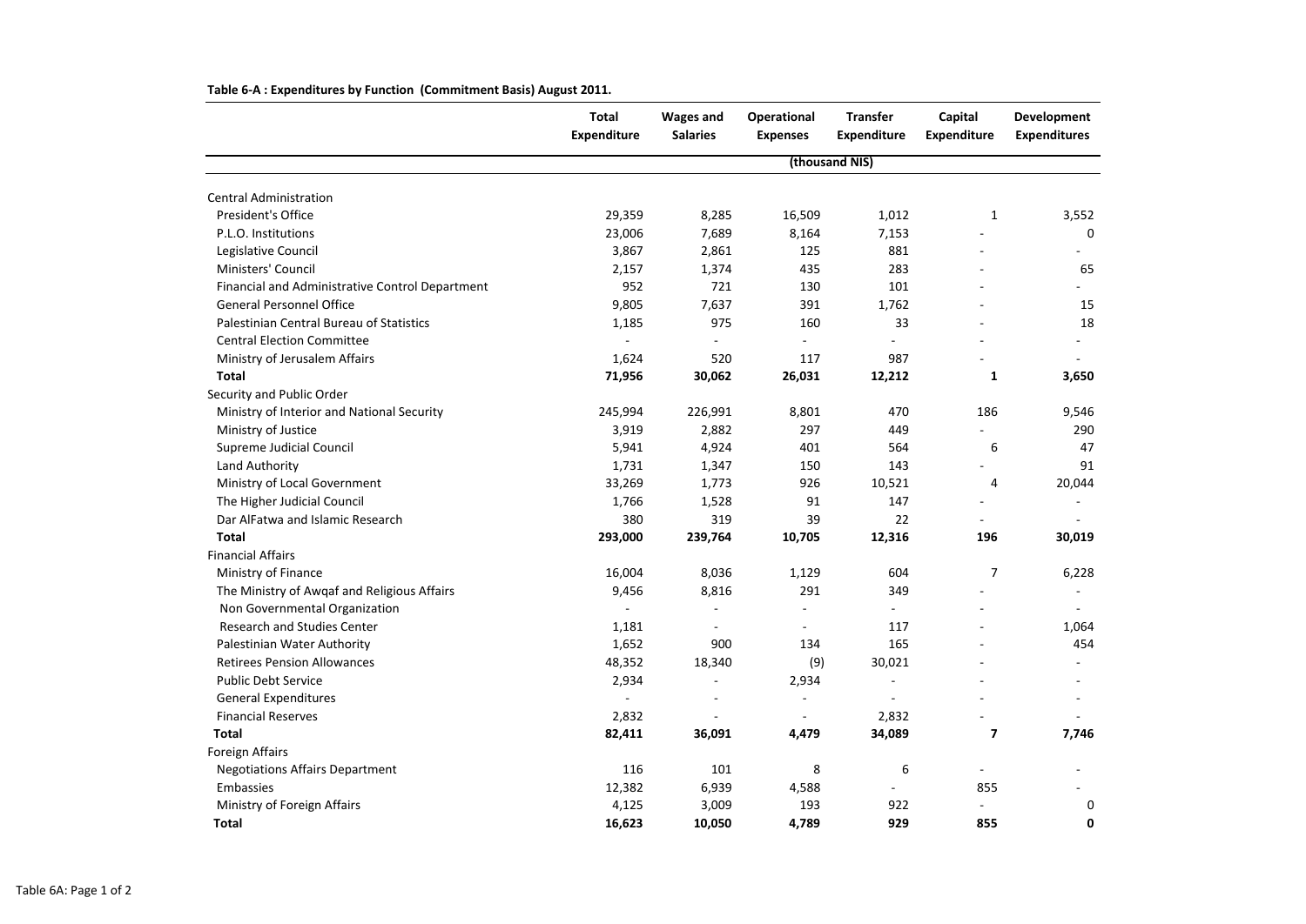**Table 6-A : Expenditures by Function (Commitment Basis) August 2011.**

| | Total Expenditure | Wages and Salaries | Operational Expenses | Transfer Expenditure | Capital Expenditure | Development Expenditures |
|---|---|---|---|---|---|---|
| | (thousand NIS) | | | | | |
| Central Administration | | | | | | |
| President's Office | 29,359 | 8,285 | 16,509 | 1,012 | 1 | 3,552 |
| P.L.O. Institutions | 23,006 | 7,689 | 8,164 | 7,153 | - | 0 |
| Legislative Council | 3,867 | 2,861 | 125 | 881 | - | - |
| Ministers' Council | 2,157 | 1,374 | 435 | 283 | - | 65 |
| Financial and Administrative Control Department | 952 | 721 | 130 | 101 | - | - |
| General Personnel Office | 9,805 | 7,637 | 391 | 1,762 | - | 15 |
| Palestinian Central Bureau of Statistics | 1,185 | 975 | 160 | 33 | - | 18 |
| Central Election Committee | - | - | - | - | - | - |
| Ministry of Jerusalem Affairs | 1,624 | 520 | 117 | 987 | - | - |
| **Total** | **71,956** | **30,062** | **26,031** | **12,212** | **1** | **3,650** |
| Security and Public Order | | | | | | |
| Ministry of Interior and National Security | 245,994 | 226,991 | 8,801 | 470 | 186 | 9,546 |
| Ministry of Justice | 3,919 | 2,882 | 297 | 449 | - | 290 |
| Supreme Judicial Council | 5,941 | 4,924 | 401 | 564 | 6 | 47 |
| Land Authority | 1,731 | 1,347 | 150 | 143 | - | 91 |
| Ministry of Local Government | 33,269 | 1,773 | 926 | 10,521 | 4 | 20,044 |
| The Higher Judicial Council | 1,766 | 1,528 | 91 | 147 | - | - |
| Dar AlFatwa and Islamic Research | 380 | 319 | 39 | 22 | - | - |
| **Total** | **293,000** | **239,764** | **10,705** | **12,316** | **196** | **30,019** |
| Financial Affairs | | | | | | |
| Ministry of Finance | 16,004 | 8,036 | 1,129 | 604 | 7 | 6,228 |
| The Ministry of Awqaf and Religious Affairs | 9,456 | 8,816 | 291 | 349 | - | - |
| Non Governmental Organization | - | - | - | - | - | - |
| Research and Studies Center | 1,181 | - | - | 117 | - | 1,064 |
| Palestinian Water Authority | 1,652 | 900 | 134 | 165 | - | 454 |
| Retirees Pension Allowances | 48,352 | 18,340 | (9) | 30,021 | - | - |
| Public Debt Service | 2,934 | - | 2,934 | - | - | - |
| General Expenditures | - | - | - | - | - | - |
| Financial Reserves | 2,832 | - | - | 2,832 | - | - |
| **Total** | **82,411** | **36,091** | **4,479** | **34,089** | **7** | **7,746** |
| Foreign Affairs | | | | | | |
| Negotiations Affairs Department | 116 | 101 | 8 | 6 | - | - |
| Embassies | 12,382 | 6,939 | 4,588 | - | 855 | - |
| Ministry of Foreign Affairs | 4,125 | 3,009 | 193 | 922 | - | 0 |
| **Total** | **16,623** | **10,050** | **4,789** | **929** | **855** | **0** |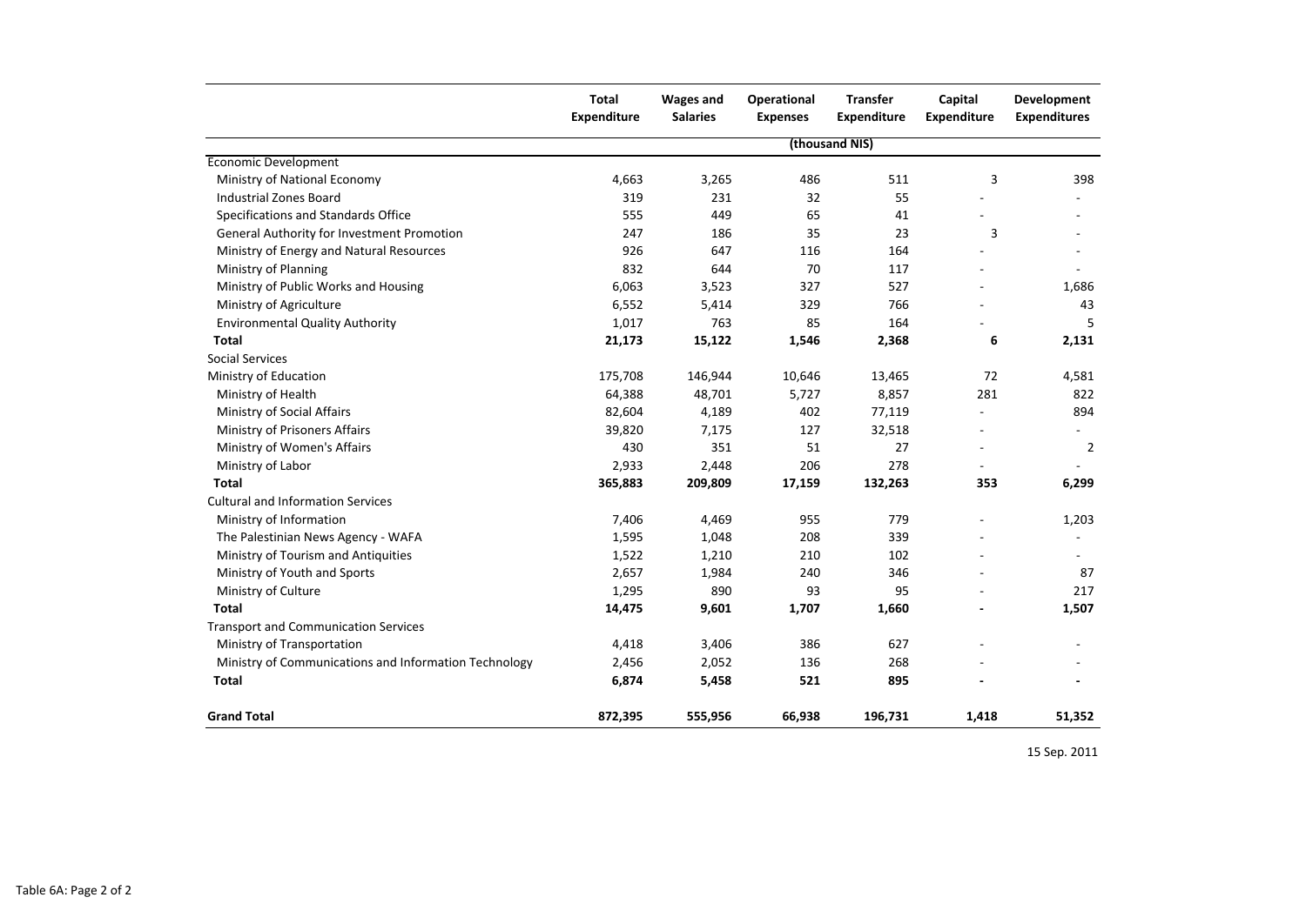| | Total Expenditure | Wages and Salaries | Operational Expenses | Transfer Expenditure | Capital Expenditure | Development Expenditures |
|---|---|---|---|---|---|---|
| | (thousand NIS) | | | | | |
| Economic Development | | | | | | |
| Ministry of National Economy | 4,663 | 3,265 | 486 | 511 | 3 | 398 |
| Industrial Zones Board | 319 | 231 | 32 | 55 | - | - |
| Specifications and Standards Office | 555 | 449 | 65 | 41 | - | - |
| General Authority for Investment Promotion | 247 | 186 | 35 | 23 | 3 | - |
| Ministry of Energy and Natural Resources | 926 | 647 | 116 | 164 | - | - |
| Ministry of Planning | 832 | 644 | 70 | 117 | - | - |
| Ministry of Public Works and Housing | 6,063 | 3,523 | 327 | 527 | - | 1,686 |
| Ministry of Agriculture | 6,552 | 5,414 | 329 | 766 | - | 43 |
| Environmental Quality Authority | 1,017 | 763 | 85 | 164 | - | 5 |
| **Total** | **21,173** | **15,122** | **1,546** | **2,368** | **6** | **2,131** |
| Social Services | | | | | | |
| Ministry of Education | 175,708 | 146,944 | 10,646 | 13,465 | 72 | 4,581 |
| Ministry of Health | 64,388 | 48,701 | 5,727 | 8,857 | 281 | 822 |
| Ministry of Social Affairs | 82,604 | 4,189 | 402 | 77,119 | - | 894 |
| Ministry of Prisoners Affairs | 39,820 | 7,175 | 127 | 32,518 | - | - |
| Ministry of Women's Affairs | 430 | 351 | 51 | 27 | - | 2 |
| Ministry of Labor | 2,933 | 2,448 | 206 | 278 | - | - |
| **Total** | **365,883** | **209,809** | **17,159** | **132,263** | **353** | **6,299** |
| Cultural and Information Services | | | | | | |
| Ministry of Information | 7,406 | 4,469 | 955 | 779 | - | 1,203 |
| The Palestinian News Agency - WAFA | 1,595 | 1,048 | 208 | 339 | - | - |
| Ministry of Tourism and Antiquities | 1,522 | 1,210 | 210 | 102 | - | - |
| Ministry of Youth and Sports | 2,657 | 1,984 | 240 | 346 | - | 87 |
| Ministry of Culture | 1,295 | 890 | 93 | 95 | - | 217 |
| **Total** | **14,475** | **9,601** | **1,707** | **1,660** | **-** | **1,507** |
| Transport and Communication Services | | | | | | |
| Ministry of Transportation | 4,418 | 3,406 | 386 | 627 | - | - |
| Ministry of Communications and Information Technology | 2,456 | 2,052 | 136 | 268 | - | - |
| **Total** | **6,874** | **5,458** | **521** | **895** | **-** | **-** |
| **Grand Total** | **872,395** | **555,956** | **66,938** | **196,731** | **1,418** | **51,352** |

15 Sep. 2011

Table 6A: Page 2 of 2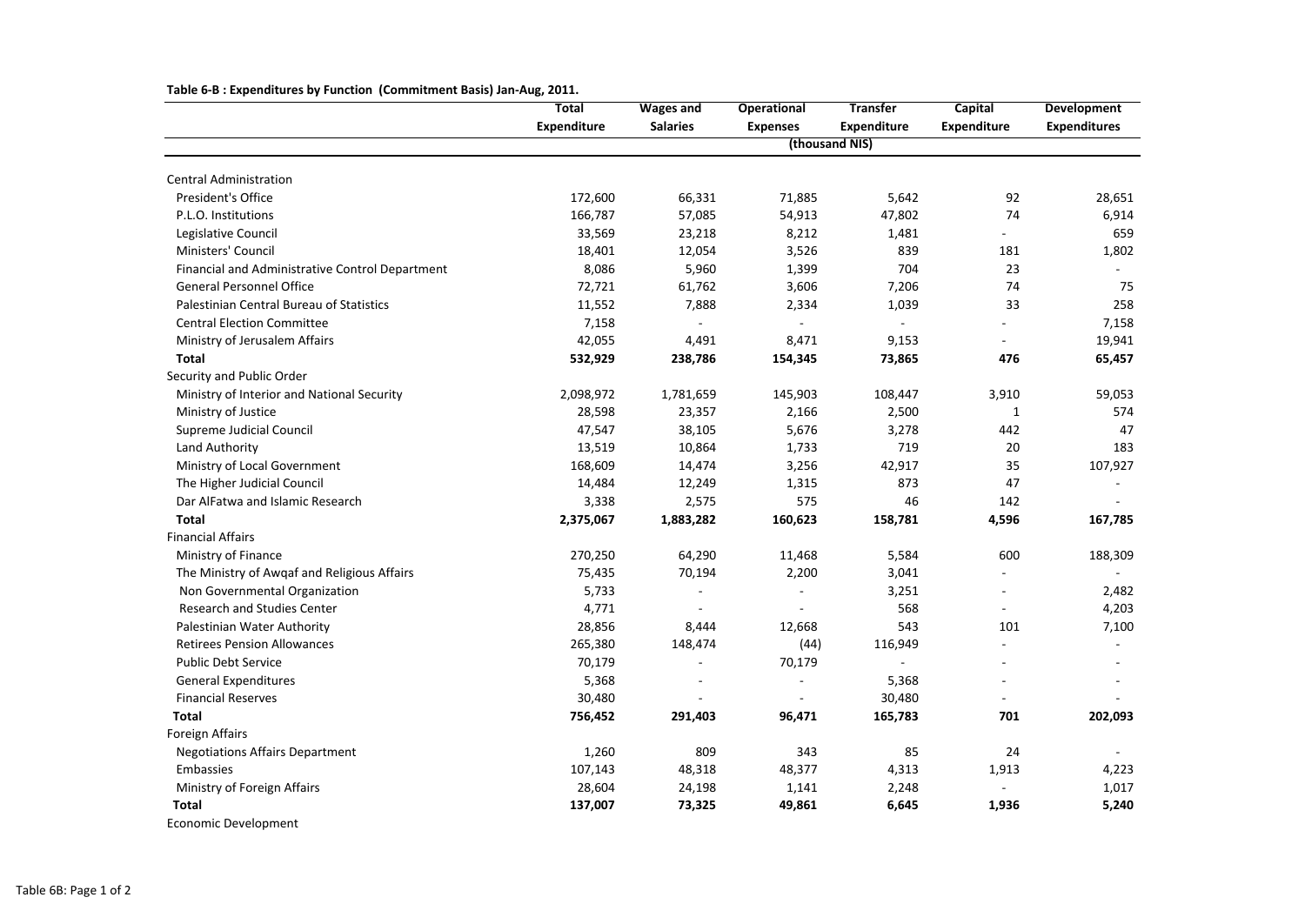**Table 6-B : Expenditures by Function (Commitment Basis) Jan-Aug, 2011.**

| | Total Expenditure | Wages and Salaries | Operational Expenses | Transfer Expenditure | Capital Expenditure | Development Expenditures |
|---|---|---|---|---|---|---|
| | | | (thousand NIS) | | | |
| Central Administration | | | | | | |
| President's Office | 172,600 | 66,331 | 71,885 | 5,642 | 92 | 28,651 |
| P.L.O. Institutions | 166,787 | 57,085 | 54,913 | 47,802 | 74 | 6,914 |
| Legislative Council | 33,569 | 23,218 | 8,212 | 1,481 | - | 659 |
| Ministers' Council | 18,401 | 12,054 | 3,526 | 839 | 181 | 1,802 |
| Financial and Administrative Control Department | 8,086 | 5,960 | 1,399 | 704 | 23 | - |
| General Personnel Office | 72,721 | 61,762 | 3,606 | 7,206 | 74 | 75 |
| Palestinian Central Bureau of Statistics | 11,552 | 7,888 | 2,334 | 1,039 | 33 | 258 |
| Central Election Committee | 7,158 | - | - | - | - | 7,158 |
| Ministry of Jerusalem Affairs | 42,055 | 4,491 | 8,471 | 9,153 | - | 19,941 |
| **Total** | **532,929** | **238,786** | **154,345** | **73,865** | **476** | **65,457** |
| Security and Public Order | | | | | | |
| Ministry of Interior and National Security | 2,098,972 | 1,781,659 | 145,903 | 108,447 | 3,910 | 59,053 |
| Ministry of Justice | 28,598 | 23,357 | 2,166 | 2,500 | 1 | 574 |
| Supreme Judicial Council | 47,547 | 38,105 | 5,676 | 3,278 | 442 | 47 |
| Land Authority | 13,519 | 10,864 | 1,733 | 719 | 20 | 183 |
| Ministry of Local Government | 168,609 | 14,474 | 3,256 | 42,917 | 35 | 107,927 |
| The Higher Judicial Council | 14,484 | 12,249 | 1,315 | 873 | 47 | - |
| Dar AlFatwa and Islamic Research | 3,338 | 2,575 | 575 | 46 | 142 | - |
| **Total** | **2,375,067** | **1,883,282** | **160,623** | **158,781** | **4,596** | **167,785** |
| Financial Affairs | | | | | | |
| Ministry of Finance | 270,250 | 64,290 | 11,468 | 5,584 | 600 | 188,309 |
| The Ministry of Awqaf and Religious Affairs | 75,435 | 70,194 | 2,200 | 3,041 | - | - |
| Non Governmental Organization | 5,733 | - | - | 3,251 | - | 2,482 |
| Research and Studies Center | 4,771 | - | - | 568 | - | 4,203 |
| Palestinian Water Authority | 28,856 | 8,444 | 12,668 | 543 | 101 | 7,100 |
| Retirees Pension Allowances | 265,380 | 148,474 | (44) | 116,949 | - | - |
| Public Debt Service | 70,179 | - | 70,179 | - | - | - |
| General Expenditures | 5,368 | - | - | 5,368 | - | - |
| Financial Reserves | 30,480 | - | - | 30,480 | - | - |
| **Total** | **756,452** | **291,403** | **96,471** | **165,783** | **701** | **202,093** |
| Foreign Affairs | | | | | | |
| Negotiations Affairs Department | 1,260 | 809 | 343 | 85 | 24 | - |
| Embassies | 107,143 | 48,318 | 48,377 | 4,313 | 1,913 | 4,223 |
| Ministry of Foreign Affairs | 28,604 | 24,198 | 1,141 | 2,248 | - | 1,017 |
| **Total** | **137,007** | **73,325** | **49,861** | **6,645** | **1,936** | **5,240** |
| Economic Development | | | | | | |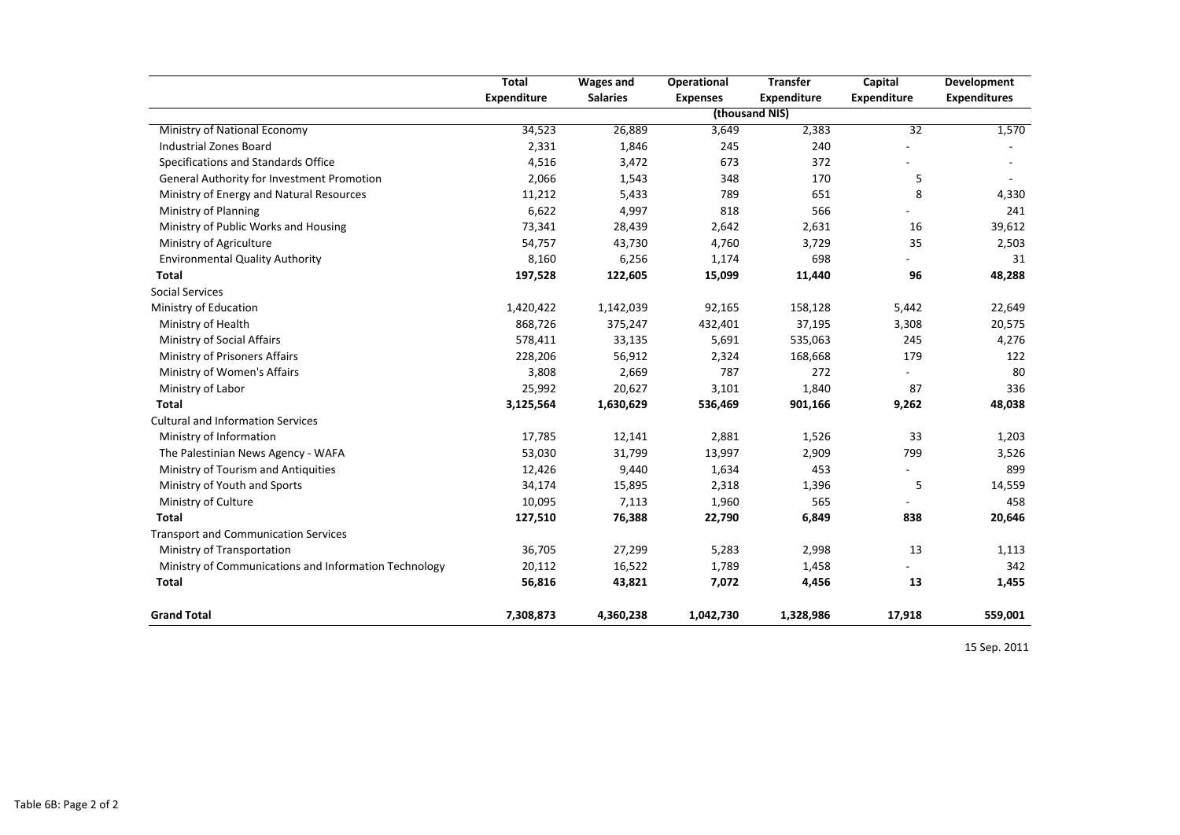| | Total Expenditure | Wages and Salaries | Operational Expenses | Transfer Expenditure | Capital Expenditure | Development Expenditures |
|---|---|---|---|---|---|---|
| | (thousand NIS) | | | | | |
| Ministry of National Economy | 34,523 | 26,889 | 3,649 | 2,383 | 32 | 1,570 |
| Industrial Zones Board | 2,331 | 1,846 | 245 | 240 | - | - |
| Specifications and Standards Office | 4,516 | 3,472 | 673 | 372 | - | - |
| General Authority for Investment Promotion | 2,066 | 1,543 | 348 | 170 | 5 | - |
| Ministry of Energy and Natural Resources | 11,212 | 5,433 | 789 | 651 | 8 | 4,330 |
| Ministry of Planning | 6,622 | 4,997 | 818 | 566 | - | 241 |
| Ministry of Public Works and Housing | 73,341 | 28,439 | 2,642 | 2,631 | 16 | 39,612 |
| Ministry of Agriculture | 54,757 | 43,730 | 4,760 | 3,729 | 35 | 2,503 |
| Environmental Quality Authority | 8,160 | 6,256 | 1,174 | 698 | - | 31 |
| **Total** | **197,528** | **122,605** | **15,099** | **11,440** | **96** | **48,288** |
| Social Services | | | | | | |
| Ministry of Education | 1,420,422 | 1,142,039 | 92,165 | 158,128 | 5,442 | 22,649 |
| Ministry of Health | 868,726 | 375,247 | 432,401 | 37,195 | 3,308 | 20,575 |
| Ministry of Social Affairs | 578,411 | 33,135 | 5,691 | 535,063 | 245 | 4,276 |
| Ministry of Prisoners Affairs | 228,206 | 56,912 | 2,324 | 168,668 | 179 | 122 |
| Ministry of Women's Affairs | 3,808 | 2,669 | 787 | 272 | - | 80 |
| Ministry of Labor | 25,992 | 20,627 | 3,101 | 1,840 | 87 | 336 |
| **Total** | **3,125,564** | **1,630,629** | **536,469** | **901,166** | **9,262** | **48,038** |
| Cultural and Information Services | | | | | | |
| Ministry of Information | 17,785 | 12,141 | 2,881 | 1,526 | 33 | 1,203 |
| The Palestinian News Agency - WAFA | 53,030 | 31,799 | 13,997 | 2,909 | 799 | 3,526 |
| Ministry of Tourism and Antiquities | 12,426 | 9,440 | 1,634 | 453 | - | 899 |
| Ministry of Youth and Sports | 34,174 | 15,895 | 2,318 | 1,396 | 5 | 14,559 |
| Ministry of Culture | 10,095 | 7,113 | 1,960 | 565 | - | 458 |
| **Total** | **127,510** | **76,388** | **22,790** | **6,849** | **838** | **20,646** |
| Transport and Communication Services | | | | | | |
| Ministry of Transportation | 36,705 | 27,299 | 5,283 | 2,998 | 13 | 1,113 |
| Ministry of Communications and Information Technology | 20,112 | 16,522 | 1,789 | 1,458 | - | 342 |
| **Total** | **56,816** | **43,821** | **7,072** | **4,456** | **13** | **1,455** |
| **Grand Total** | **7,308,873** | **4,360,238** | **1,042,730** | **1,328,986** | **17,918** | **559,001** |

15 Sep. 2011

Table 6B: Page 2 of 2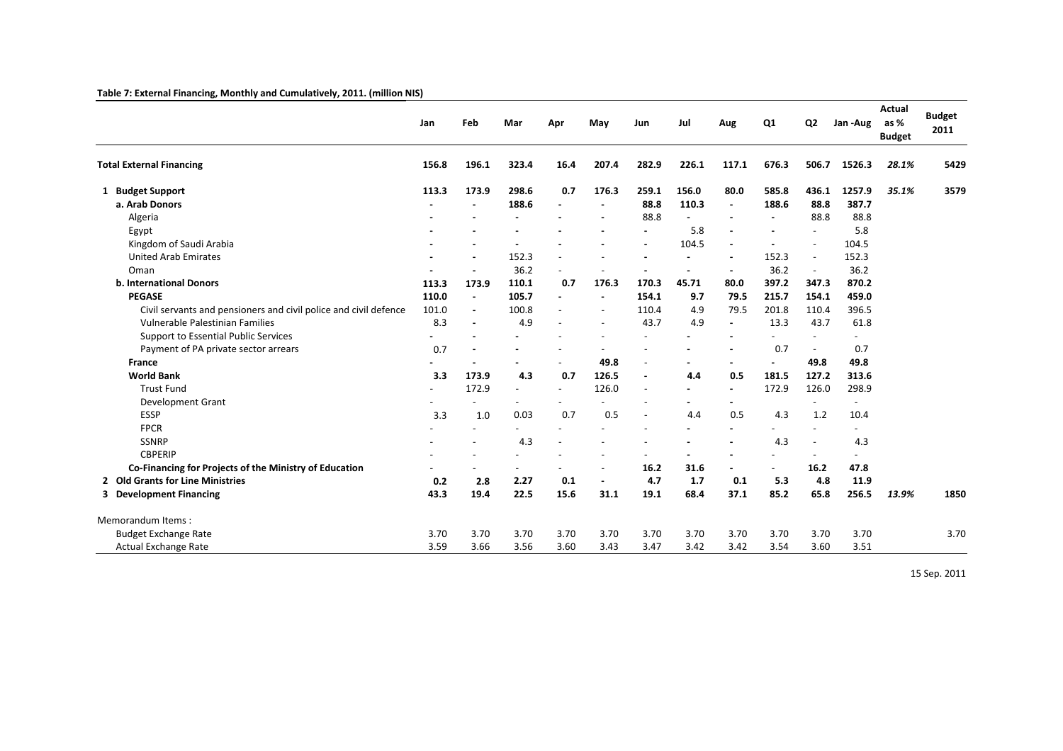**Table 7: External Financing, Monthly and Cumulatively, 2011. (million NIS)**

| | Jan | Feb | Mar | Apr | May | Jun | Jul | Aug | Q1 | Q2 | Jan -Aug | Actual as % Budget | Budget 2011 |
|---|---|---|---|---|---|---|---|---|---|---|---|---|---|
| **Total External Financing** | **156.8** | **196.1** | **323.4** | **16.4** | **207.4** | **282.9** | **226.1** | **117.1** | **676.3** | **506.7** | **1526.3** | ***28.1%*** | **5429** |
| **1 Budget Support** | **113.3** | **173.9** | **298.6** | **0.7** | **176.3** | **259.1** | **156.0** | **80.0** | **585.8** | **436.1** | **1257.9** | ***35.1%*** | **3579** |
| **a. Arab Donors** | **-** | **-** | **188.6** | **-** | **-** | **88.8** | **110.3** | **-** | **188.6** | **88.8** | **387.7** | | |
| Algeria | - | - | - | - | - | 88.8 | - | - | - | 88.8 | 88.8 | | |
| Egypt | - | - | - | - | - | - | 5.8 | - | - | - | 5.8 | | |
| Kingdom of Saudi Arabia | - | - | - | - | - | - | 104.5 | - | - | - | 104.5 | | |
| United Arab Emirates | - | - | 152.3 | - | - | - | - | - | 152.3 | - | 152.3 | | |
| Oman | - | - | 36.2 | - | - | - | - | - | 36.2 | - | 36.2 | | |
| **b. International Donors** | **113.3** | **173.9** | **110.1** | **0.7** | **176.3** | **170.3** | **45.71** | **80.0** | **397.2** | **347.3** | **870.2** | | |
| **PEGASE** | **110.0** | **-** | **105.7** | **-** | **-** | **154.1** | **9.7** | **79.5** | **215.7** | **154.1** | **459.0** | | |
| Civil servants and pensioners and civil police and civil defence | 101.0 | - | 100.8 | - | - | 110.4 | 4.9 | 79.5 | 201.8 | 110.4 | 396.5 | | |
| Vulnerable Palestinian Families | 8.3 | - | 4.9 | - | - | 43.7 | 4.9 | - | 13.3 | 43.7 | 61.8 | | |
| Support to Essential Public Services | - | - | - | - | - | - | - | - | - | - | - | | |
| Payment of PA private sector arrears | 0.7 | - | - | - | - | - | - | - | 0.7 | - | 0.7 | | |
| **France** | **-** | **-** | **-** | **-** | **49.8** | **-** | **-** | **-** | **-** | **49.8** | **49.8** | | |
| **World Bank** | **3.3** | **173.9** | **4.3** | **0.7** | **126.5** | **-** | **4.4** | **0.5** | **181.5** | **127.2** | **313.6** | | |
| Trust Fund | - | 172.9 | - | - | 126.0 | - | - | - | 172.9 | 126.0 | 298.9 | | |
| Development Grant | - | - | - | - | - | - | - | - | | - | - | | |
| ESSP | 3.3 | 1.0 | 0.03 | 0.7 | 0.5 | - | 4.4 | 0.5 | 4.3 | 1.2 | 10.4 | | |
| FPCR | - | - | - | - | - | - | - | - | - | - | - | | |
| SSNRP | - | - | 4.3 | - | - | - | - | - | 4.3 | - | 4.3 | | |
| CBPERIP | - | - | - | - | - | - | - | - | - | - | - | | |
| **Co-Financing for Projects of the Ministry of Education** | - | - | - | - | - | **16.2** | **31.6** | **-** | - | **16.2** | **47.8** | | |
| **2 Old Grants for Line Ministries** | **0.2** | **2.8** | **2.27** | **0.1** | **-** | **4.7** | **1.7** | **0.1** | **5.3** | **4.8** | **11.9** | | |
| **3 Development Financing** | **43.3** | **19.4** | **22.5** | **15.6** | **31.1** | **19.1** | **68.4** | **37.1** | **85.2** | **65.8** | **256.5** | ***13.9%*** | **1850** |
| Memorandum Items : | | | | | | | | | | | | | |
| Budget Exchange Rate | 3.70 | 3.70 | 3.70 | 3.70 | 3.70 | 3.70 | 3.70 | 3.70 | 3.70 | 3.70 | 3.70 | | 3.70 |
| Actual Exchange Rate | 3.59 | 3.66 | 3.56 | 3.60 | 3.43 | 3.47 | 3.42 | 3.42 | 3.54 | 3.60 | 3.51 | | |

15 Sep. 2011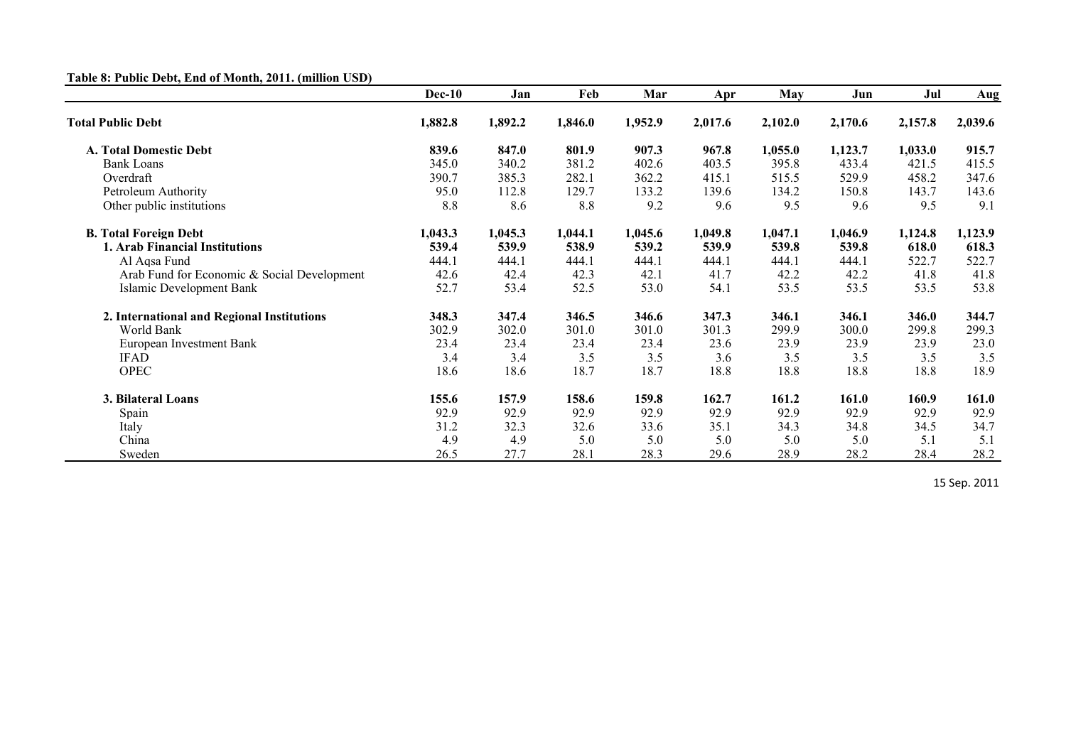**Table 8: Public Debt, End of Month, 2011. (million USD)**

| | Dec-10 | Jan | Feb | Mar | Apr | May | Jun | Jul | Aug |
|---|---|---|---|---|---|---|---|---|---|
| **Total Public Debt** | **1,882.8** | **1,892.2** | **1,846.0** | **1,952.9** | **2,017.6** | **2,102.0** | **2,170.6** | **2,157.8** | **2,039.6** |
| **A. Total Domestic Debt** | **839.6** | **847.0** | **801.9** | **907.3** | **967.8** | **1,055.0** | **1,123.7** | **1,033.0** | **915.7** |
| Bank Loans | 345.0 | 340.2 | 381.2 | 402.6 | 403.5 | 395.8 | 433.4 | 421.5 | 415.5 |
| Overdraft | 390.7 | 385.3 | 282.1 | 362.2 | 415.1 | 515.5 | 529.9 | 458.2 | 347.6 |
| Petroleum Authority | 95.0 | 112.8 | 129.7 | 133.2 | 139.6 | 134.2 | 150.8 | 143.7 | 143.6 |
| Other public institutions | 8.8 | 8.6 | 8.8 | 9.2 | 9.6 | 9.5 | 9.6 | 9.5 | 9.1 |
| **B. Total Foreign Debt** | **1,043.3** | **1,045.3** | **1,044.1** | **1,045.6** | **1,049.8** | **1,047.1** | **1,046.9** | **1,124.8** | **1,123.9** |
| **1. Arab Financial Institutions** | **539.4** | **539.9** | **538.9** | **539.2** | **539.9** | **539.8** | **539.8** | **618.0** | **618.3** |
| Al Aqsa Fund | 444.1 | 444.1 | 444.1 | 444.1 | 444.1 | 444.1 | 444.1 | 522.7 | 522.7 |
| Arab Fund for Economic & Social Development | 42.6 | 42.4 | 42.3 | 42.1 | 41.7 | 42.2 | 42.2 | 41.8 | 41.8 |
| Islamic Development Bank | 52.7 | 53.4 | 52.5 | 53.0 | 54.1 | 53.5 | 53.5 | 53.5 | 53.8 |
| **2. International and Regional Institutions** | **348.3** | **347.4** | **346.5** | **346.6** | **347.3** | **346.1** | **346.1** | **346.0** | **344.7** |
| World Bank | 302.9 | 302.0 | 301.0 | 301.0 | 301.3 | 299.9 | 300.0 | 299.8 | 299.3 |
| European Investment Bank | 23.4 | 23.4 | 23.4 | 23.4 | 23.6 | 23.9 | 23.9 | 23.9 | 23.0 |
| IFAD | 3.4 | 3.4 | 3.5 | 3.5 | 3.6 | 3.5 | 3.5 | 3.5 | 3.5 |
| OPEC | 18.6 | 18.6 | 18.7 | 18.7 | 18.8 | 18.8 | 18.8 | 18.8 | 18.9 |
| **3. Bilateral Loans** | **155.6** | **157.9** | **158.6** | **159.8** | **162.7** | **161.2** | **161.0** | **160.9** | **161.0** |
| Spain | 92.9 | 92.9 | 92.9 | 92.9 | 92.9 | 92.9 | 92.9 | 92.9 | 92.9 |
| Italy | 31.2 | 32.3 | 32.6 | 33.6 | 35.1 | 34.3 | 34.8 | 34.5 | 34.7 |
| China | 4.9 | 4.9 | 5.0 | 5.0 | 5.0 | 5.0 | 5.0 | 5.1 | 5.1 |
| Sweden | 26.5 | 27.7 | 28.1 | 28.3 | 29.6 | 28.9 | 28.2 | 28.4 | 28.2 |

15 Sep. 2011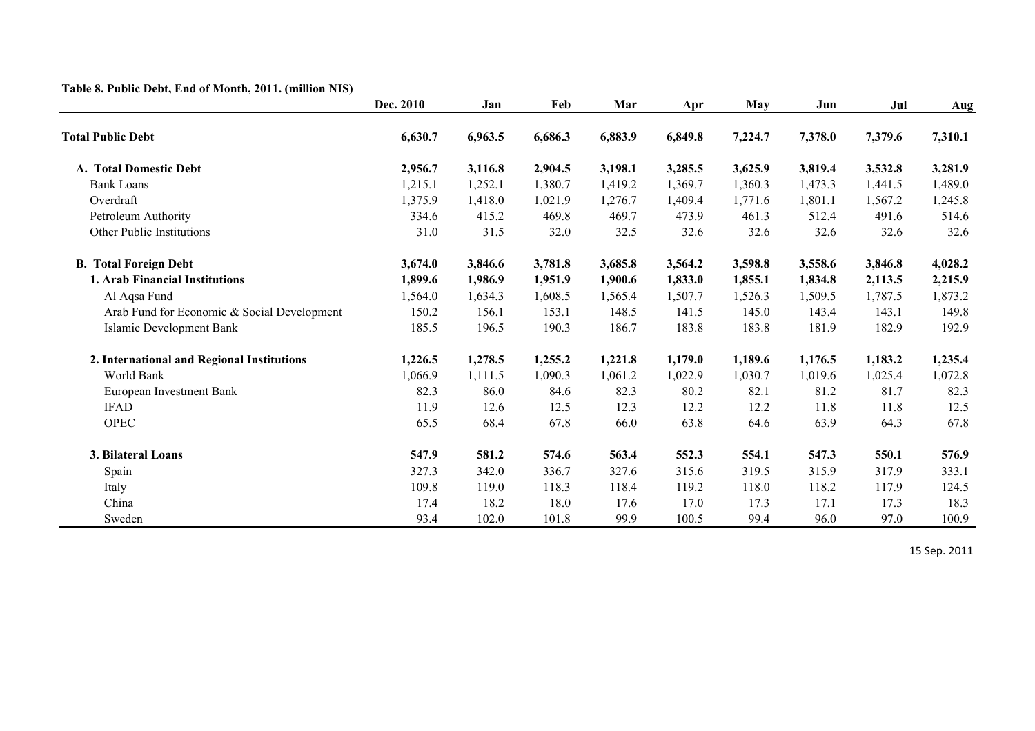**Table 8. Public Debt, End of Month, 2011. (million NIS)**

| | Dec. 2010 | Jan | Feb | Mar | Apr | May | Jun | Jul | Aug |
|---|---|---|---|---|---|---|---|---|---|
| **Total Public Debt** | **6,630.7** | **6,963.5** | **6,686.3** | **6,883.9** | **6,849.8** | **7,224.7** | **7,378.0** | **7,379.6** | **7,310.1** |
| **A. Total Domestic Debt** | **2,956.7** | **3,116.8** | **2,904.5** | **3,198.1** | **3,285.5** | **3,625.9** | **3,819.4** | **3,532.8** | **3,281.9** |
| Bank Loans | 1,215.1 | 1,252.1 | 1,380.7 | 1,419.2 | 1,369.7 | 1,360.3 | 1,473.3 | 1,441.5 | 1,489.0 |
| Overdraft | 1,375.9 | 1,418.0 | 1,021.9 | 1,276.7 | 1,409.4 | 1,771.6 | 1,801.1 | 1,567.2 | 1,245.8 |
| Petroleum Authority | 334.6 | 415.2 | 469.8 | 469.7 | 473.9 | 461.3 | 512.4 | 491.6 | 514.6 |
| Other Public Institutions | 31.0 | 31.5 | 32.0 | 32.5 | 32.6 | 32.6 | 32.6 | 32.6 | 32.6 |
| **B. Total Foreign Debt** | **3,674.0** | **3,846.6** | **3,781.8** | **3,685.8** | **3,564.2** | **3,598.8** | **3,558.6** | **3,846.8** | **4,028.2** |
| **1. Arab Financial Institutions** | **1,899.6** | **1,986.9** | **1,951.9** | **1,900.6** | **1,833.0** | **1,855.1** | **1,834.8** | **2,113.5** | **2,215.9** |
| Al Aqsa Fund | 1,564.0 | 1,634.3 | 1,608.5 | 1,565.4 | 1,507.7 | 1,526.3 | 1,509.5 | 1,787.5 | 1,873.2 |
| Arab Fund for Economic & Social Development | 150.2 | 156.1 | 153.1 | 148.5 | 141.5 | 145.0 | 143.4 | 143.1 | 149.8 |
| Islamic Development Bank | 185.5 | 196.5 | 190.3 | 186.7 | 183.8 | 183.8 | 181.9 | 182.9 | 192.9 |
| **2. International and Regional Institutions** | **1,226.5** | **1,278.5** | **1,255.2** | **1,221.8** | **1,179.0** | **1,189.6** | **1,176.5** | **1,183.2** | **1,235.4** |
| World Bank | 1,066.9 | 1,111.5 | 1,090.3 | 1,061.2 | 1,022.9 | 1,030.7 | 1,019.6 | 1,025.4 | 1,072.8 |
| European Investment Bank | 82.3 | 86.0 | 84.6 | 82.3 | 80.2 | 82.1 | 81.2 | 81.7 | 82.3 |
| IFAD | 11.9 | 12.6 | 12.5 | 12.3 | 12.2 | 12.2 | 11.8 | 11.8 | 12.5 |
| OPEC | 65.5 | 68.4 | 67.8 | 66.0 | 63.8 | 64.6 | 63.9 | 64.3 | 67.8 |
| **3. Bilateral Loans** | **547.9** | **581.2** | **574.6** | **563.4** | **552.3** | **554.1** | **547.3** | **550.1** | **576.9** |
| Spain | 327.3 | 342.0 | 336.7 | 327.6 | 315.6 | 319.5 | 315.9 | 317.9 | 333.1 |
| Italy | 109.8 | 119.0 | 118.3 | 118.4 | 119.2 | 118.0 | 118.2 | 117.9 | 124.5 |
| China | 17.4 | 18.2 | 18.0 | 17.6 | 17.0 | 17.3 | 17.1 | 17.3 | 18.3 |
| Sweden | 93.4 | 102.0 | 101.8 | 99.9 | 100.5 | 99.4 | 96.0 | 97.0 | 100.9 |

15 Sep. 2011